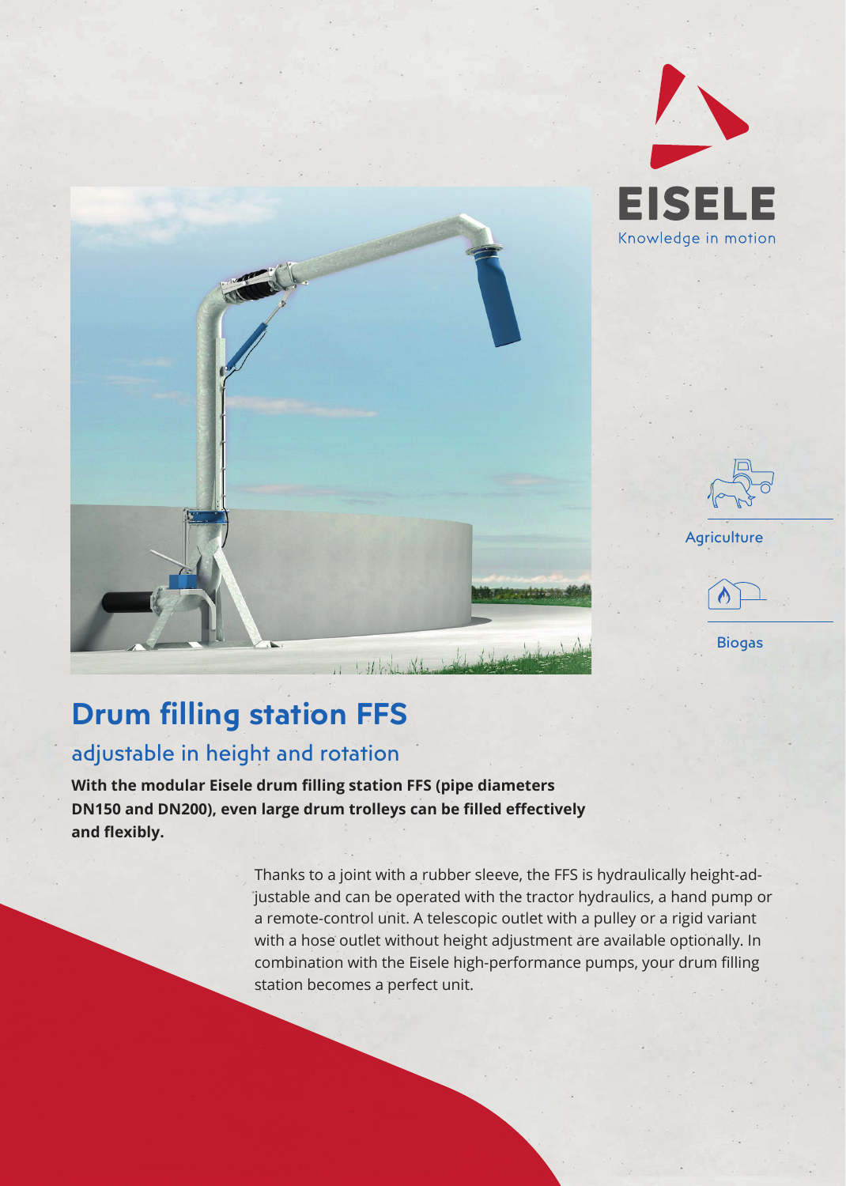EISELE

Knowledge in motion

Agriculture

Biogas

# Drum filling station FFS

## adjustable in height and rotation

**With the modular Eisele drum filling station FFS (pipe diameters DN150 and DN200), even large drum trolleys can be filled effectively and flexibly.**

Thanks to a joint with a rubber sleeve, the FFS is hydraulically height-adjustable and can be operated with the tractor hydraulics, a hand pump or a remote-control unit. A telescopic outlet with a pulley or a rigid variant with a hose outlet without height adjustment are available optionally. In combination with the Eisele high-performance pumps, your drum filling station becomes a perfect unit.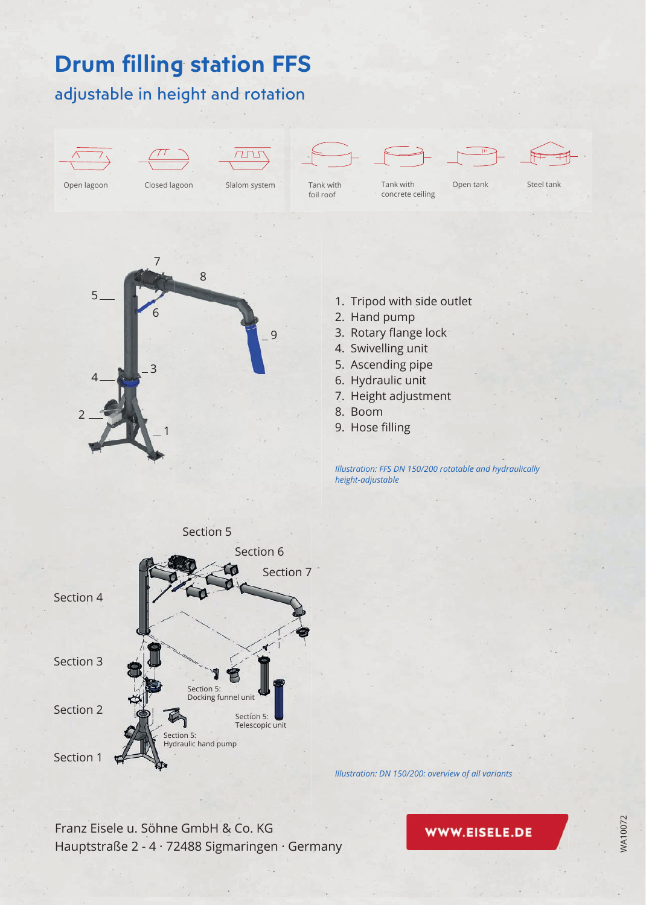# Drum filling station FFS

## adjustable in height and rotation

Open lagoon

Closed lagoon

Slalom system

Tank with foil roof

Tank with concrete ceiling

Open tank

Steel tank

7
8
5
6
9
3
4
2
1

1. Tripod with side outlet
2. Hand pump
3. Rotary flange lock
4. Swivelling unit
5. Ascending pipe
6. Hydraulic unit
7. Height adjustment
8. Boom
9. Hose filling

*Illustration: FFS DN 150/200 rotatable and hydraulically height-adjustable*

Section 5

Section 6

Section 7

Section 4

Section 3

Section 2

Section 1

Section 5: Docking funnel unit

Section 5: Telescopic unit

Section 5: Hydraulic hand pump

*Illustration: DN 150/200: overview of all variants*

Franz Eisele u. Söhne GmbH & Co. KG
Hauptstraße 2 - 4 · 72488 Sigmaringen · Germany

**WWW.EISELE.DE**

WA10072